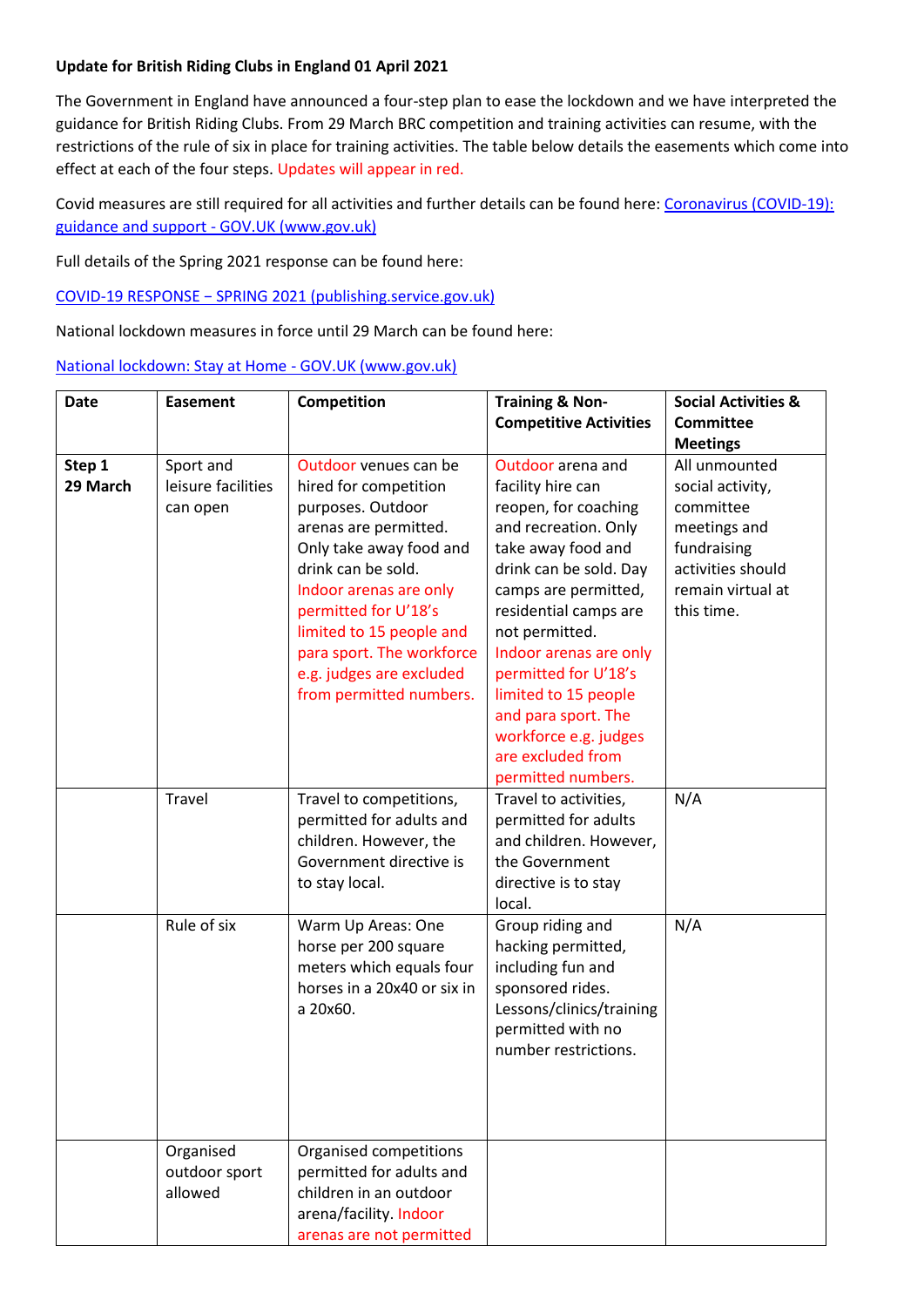**Update for British Riding Clubs in England 01 April 2021**

The Government in England have announced a four-step plan to ease the lockdown and we have interpreted the guidance for British Riding Clubs. From 29 March BRC competition and training activities can resume, with the restrictions of the rule of six in place for training activities. The table below details the easements which come into effect at each of the four steps. Updates will appear in red.

Covid measures are still required for all activities and further details can be found here: [Coronavirus (COVID-19): guidance and support - GOV.UK (www.gov.uk)]

Full details of the Spring 2021 response can be found here:

[COVID-19 RESPONSE – SPRING 2021 (publishing.service.gov.uk)]

National lockdown measures in force until 29 March can be found here:

[National lockdown: Stay at Home - GOV.UK (www.gov.uk)]

| Date | Easement | Competition | Training & Non-Competitive Activities | Social Activities & Committee Meetings |
|---|---|---|---|---|
| **Step 1 29 March** | Sport and leisure facilities can open | Outdoor venues can be hired for competition purposes. Outdoor arenas are permitted. Only take away food and drink can be sold. Indoor arenas are only permitted for U'18's limited to 15 people and para sport. The workforce e.g. judges are excluded from permitted numbers. | Outdoor arena and facility hire can reopen, for coaching and recreation. Only take away food and drink can be sold. Day camps are permitted, residential camps are not permitted. Indoor arenas are only permitted for U'18's limited to 15 people and para sport. The workforce e.g. judges are excluded from permitted numbers. | All unmounted social activity, committee meetings and fundraising activities should remain virtual at this time. |
| | Travel | Travel to competitions, permitted for adults and children. However, the Government directive is to stay local. | Travel to activities, permitted for adults and children. However, the Government directive is to stay local. | N/A |
| | Rule of six | Warm Up Areas: One horse per 200 square meters which equals four horses in a 20x40 or six in a 20x60. | Group riding and hacking permitted, including fun and sponsored rides. Lessons/clinics/training permitted with no number restrictions. | N/A |
| | Organised outdoor sport allowed | Organised competitions permitted for adults and children in an outdoor arena/facility. Indoor arenas are not permitted | | |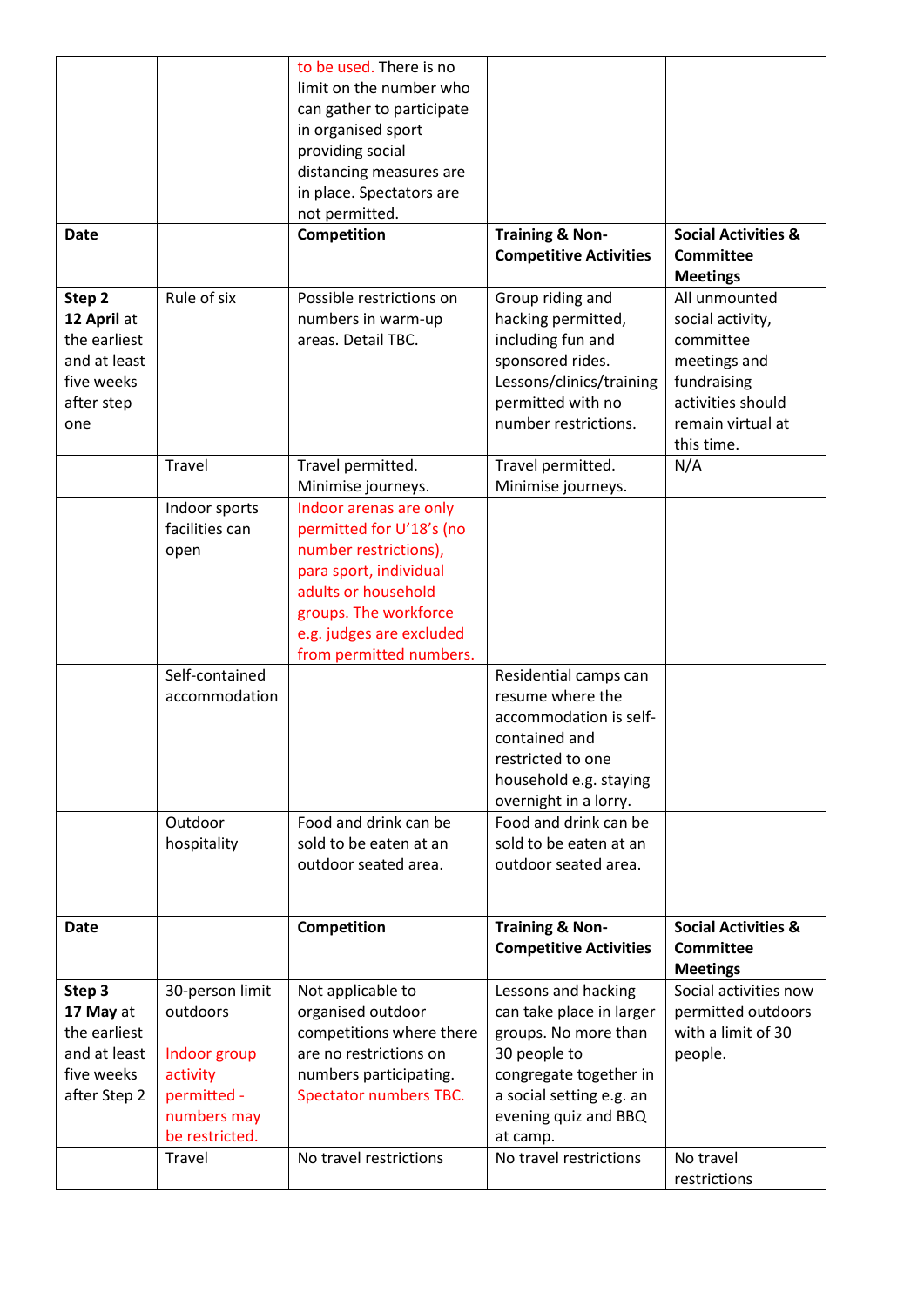| | | to be used. There is no limit on the number who can gather to participate in organised sport providing social distancing measures are in place. Spectators are not permitted. | | |
|---|---|---|---|---|
| **Date** | | **Competition** | **Training & Non-Competitive Activities** | **Social Activities & Committee Meetings** |
| **Step 2** **12 April** at the earliest and at least five weeks after step one | Rule of six | Possible restrictions on numbers in warm-up areas. Detail TBC. | Group riding and hacking permitted, including fun and sponsored rides. Lessons/clinics/training permitted with no number restrictions. | All unmounted social activity, committee meetings and fundraising activities should remain virtual at this time. |
| | Travel | Travel permitted. Minimise journeys. | Travel permitted. Minimise journeys. | N/A |
| | Indoor sports facilities can open | Indoor arenas are only permitted for U'18's (no number restrictions), para sport, individual adults or household groups. The workforce e.g. judges are excluded from permitted numbers. | | |
| | Self-contained accommodation | | Residential camps can resume where the accommodation is self-contained and restricted to one household e.g. staying overnight in a lorry. | |
| | Outdoor hospitality | Food and drink can be sold to be eaten at an outdoor seated area. | Food and drink can be sold to be eaten at an outdoor seated area. | |
| **Date** | | **Competition** | **Training & Non-Competitive Activities** | **Social Activities & Committee Meetings** |
| **Step 3** **17 May** at the earliest and at least five weeks after Step 2 | 30-person limit outdoors<br><br>Indoor group activity permitted - numbers may be restricted. | Not applicable to organised outdoor competitions where there are no restrictions on numbers participating. Spectator numbers TBC. | Lessons and hacking can take place in larger groups. No more than 30 people to congregate together in a social setting e.g. an evening quiz and BBQ at camp. | Social activities now permitted outdoors with a limit of 30 people. |
| | Travel | No travel restrictions | No travel restrictions | No travel restrictions |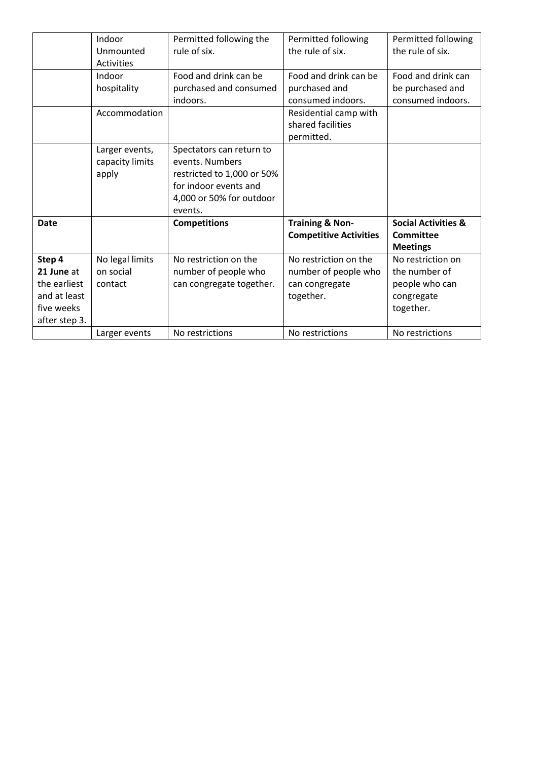| | | | | |
|---|---|---|---|---|
| | Indoor Unmounted Activities | Permitted following the rule of six. | Permitted following the rule of six. | Permitted following the rule of six. |
| | Indoor hospitality | Food and drink can be purchased and consumed indoors. | Food and drink can be purchased and consumed indoors. | Food and drink can be purchased and consumed indoors. |
| | Accommodation | | Residential camp with shared facilities permitted. | |
| | Larger events, capacity limits apply | Spectators can return to events. Numbers restricted to 1,000 or 50% for indoor events and 4,000 or 50% for outdoor events. | | |
| **Date** | | **Competitions** | **Training & Non-Competitive Activities** | **Social Activities & Committee Meetings** |
| **Step 4** **21 June** at the earliest and at least five weeks after step 3. | No legal limits on social contact | No restriction on the number of people who can congregate together. | No restriction on the number of people who can congregate together. | No restriction on the number of people who can congregate together. |
| | Larger events | No restrictions | No restrictions | No restrictions |